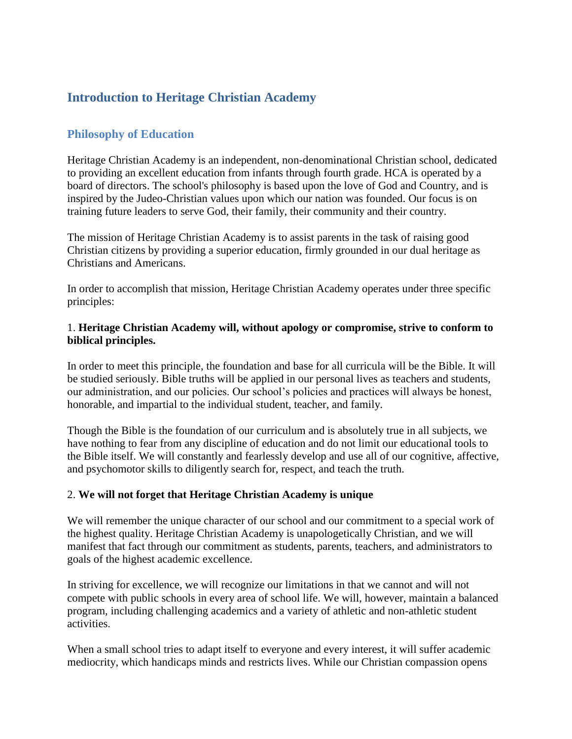# Introduction to Heritage Christian Academy

## Philosophy of Education

Heritage Christian Academy is an independent, non-denominational Christian school, dedicated to providing an excellent education from infants through fourth grade. HCA is operated by a board of directors. The school's philosophy is based upon the love of God and Country, and is inspired by the Judeo-Christian values upon which our nation was founded. Our focus is on training future leaders to serve God, their family, their community and their country.

The mission of Heritage Christian Academy is to assist parents in the task of raising good Christian citizens by providing a superior education, firmly grounded in our dual heritage as Christians and Americans.

In order to accomplish that mission, Heritage Christian Academy operates under three specific principles:

1. **Heritage Christian Academy will, without apology or compromise, strive to conform to biblical principles.**

In order to meet this principle, the foundation and base for all curricula will be the Bible. It will be studied seriously. Bible truths will be applied in our personal lives as teachers and students, our administration, and our policies. Our school's policies and practices will always be honest, honorable, and impartial to the individual student, teacher, and family.

Though the Bible is the foundation of our curriculum and is absolutely true in all subjects, we have nothing to fear from any discipline of education and do not limit our educational tools to the Bible itself. We will constantly and fearlessly develop and use all of our cognitive, affective, and psychomotor skills to diligently search for, respect, and teach the truth.

2. **We will not forget that Heritage Christian Academy is unique**

We will remember the unique character of our school and our commitment to a special work of the highest quality. Heritage Christian Academy is unapologetically Christian, and we will manifest that fact through our commitment as students, parents, teachers, and administrators to goals of the highest academic excellence.

In striving for excellence, we will recognize our limitations in that we cannot and will not compete with public schools in every area of school life. We will, however, maintain a balanced program, including challenging academics and a variety of athletic and non-athletic student activities.

When a small school tries to adapt itself to everyone and every interest, it will suffer academic mediocrity, which handicaps minds and restricts lives. While our Christian compassion opens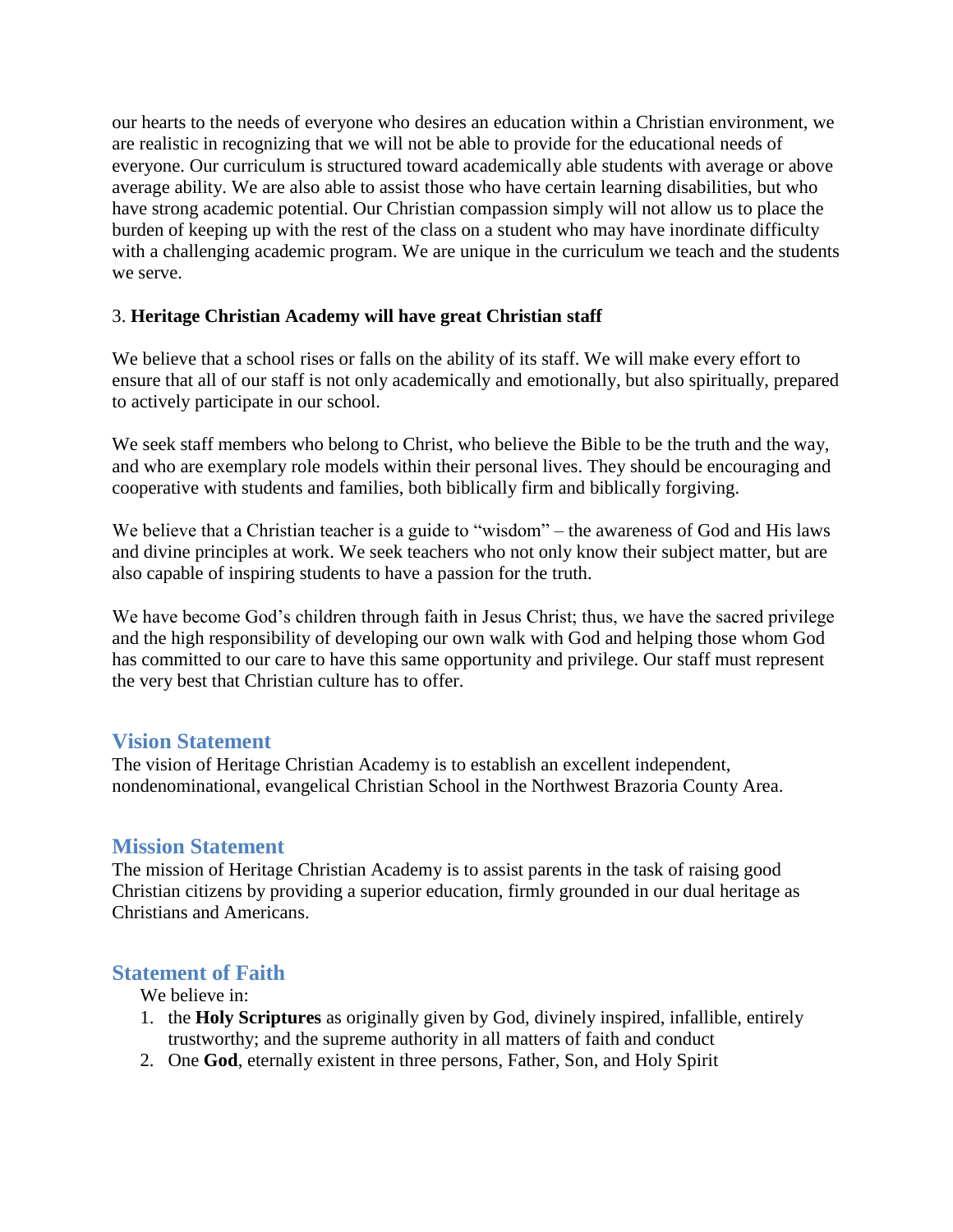our hearts to the needs of everyone who desires an education within a Christian environment, we are realistic in recognizing that we will not be able to provide for the educational needs of everyone. Our curriculum is structured toward academically able students with average or above average ability. We are also able to assist those who have certain learning disabilities, but who have strong academic potential. Our Christian compassion simply will not allow us to place the burden of keeping up with the rest of the class on a student who may have inordinate difficulty with a challenging academic program. We are unique in the curriculum we teach and the students we serve.

3. **Heritage Christian Academy will have great Christian staff**

We believe that a school rises or falls on the ability of its staff. We will make every effort to ensure that all of our staff is not only academically and emotionally, but also spiritually, prepared to actively participate in our school.

We seek staff members who belong to Christ, who believe the Bible to be the truth and the way, and who are exemplary role models within their personal lives. They should be encouraging and cooperative with students and families, both biblically firm and biblically forgiving.

We believe that a Christian teacher is a guide to "wisdom" – the awareness of God and His laws and divine principles at work. We seek teachers who not only know their subject matter, but are also capable of inspiring students to have a passion for the truth.

We have become God's children through faith in Jesus Christ; thus, we have the sacred privilege and the high responsibility of developing our own walk with God and helping those whom God has committed to our care to have this same opportunity and privilege. Our staff must represent the very best that Christian culture has to offer.

## Vision Statement

The vision of Heritage Christian Academy is to establish an excellent independent, nondenominational, evangelical Christian School in the Northwest Brazoria County Area.

## Mission Statement

The mission of Heritage Christian Academy is to assist parents in the task of raising good Christian citizens by providing a superior education, firmly grounded in our dual heritage as Christians and Americans.

## Statement of Faith

We believe in:

1. the **Holy Scriptures** as originally given by God, divinely inspired, infallible, entirely trustworthy; and the supreme authority in all matters of faith and conduct
2. One **God**, eternally existent in three persons, Father, Son, and Holy Spirit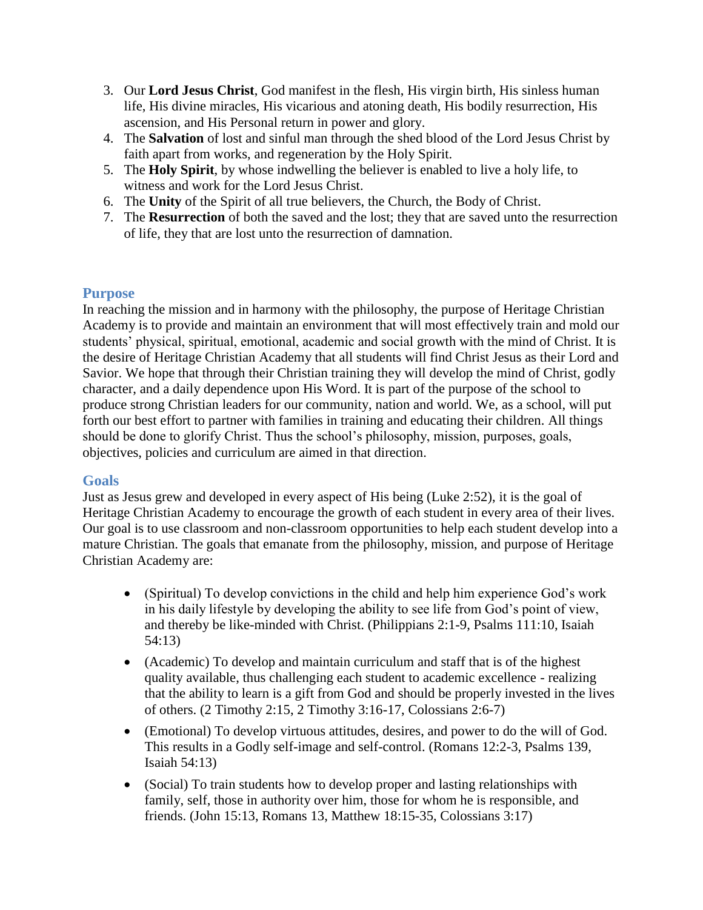3. Our **Lord Jesus Christ**, God manifest in the flesh, His virgin birth, His sinless human life, His divine miracles, His vicarious and atoning death, His bodily resurrection, His ascension, and His Personal return in power and glory.
4. The **Salvation** of lost and sinful man through the shed blood of the Lord Jesus Christ by faith apart from works, and regeneration by the Holy Spirit.
5. The **Holy Spirit**, by whose indwelling the believer is enabled to live a holy life, to witness and work for the Lord Jesus Christ.
6. The **Unity** of the Spirit of all true believers, the Church, the Body of Christ.
7. The **Resurrection** of both the saved and the lost; they that are saved unto the resurrection of life, they that are lost unto the resurrection of damnation.

## Purpose

In reaching the mission and in harmony with the philosophy, the purpose of Heritage Christian Academy is to provide and maintain an environment that will most effectively train and mold our students' physical, spiritual, emotional, academic and social growth with the mind of Christ. It is the desire of Heritage Christian Academy that all students will find Christ Jesus as their Lord and Savior. We hope that through their Christian training they will develop the mind of Christ, godly character, and a daily dependence upon His Word. It is part of the purpose of the school to produce strong Christian leaders for our community, nation and world. We, as a school, will put forth our best effort to partner with families in training and educating their children. All things should be done to glorify Christ. Thus the school's philosophy, mission, purposes, goals, objectives, policies and curriculum are aimed in that direction.

## Goals

Just as Jesus grew and developed in every aspect of His being (Luke 2:52), it is the goal of Heritage Christian Academy to encourage the growth of each student in every area of their lives. Our goal is to use classroom and non-classroom opportunities to help each student develop into a mature Christian. The goals that emanate from the philosophy, mission, and purpose of Heritage Christian Academy are:

- (Spiritual) To develop convictions in the child and help him experience God's work in his daily lifestyle by developing the ability to see life from God's point of view, and thereby be like-minded with Christ. (Philippians 2:1-9, Psalms 111:10, Isaiah 54:13)
- (Academic) To develop and maintain curriculum and staff that is of the highest quality available, thus challenging each student to academic excellence - realizing that the ability to learn is a gift from God and should be properly invested in the lives of others. (2 Timothy 2:15, 2 Timothy 3:16-17, Colossians 2:6-7)
- (Emotional) To develop virtuous attitudes, desires, and power to do the will of God. This results in a Godly self-image and self-control. (Romans 12:2-3, Psalms 139, Isaiah 54:13)
- (Social) To train students how to develop proper and lasting relationships with family, self, those in authority over him, those for whom he is responsible, and friends. (John 15:13, Romans 13, Matthew 18:15-35, Colossians 3:17)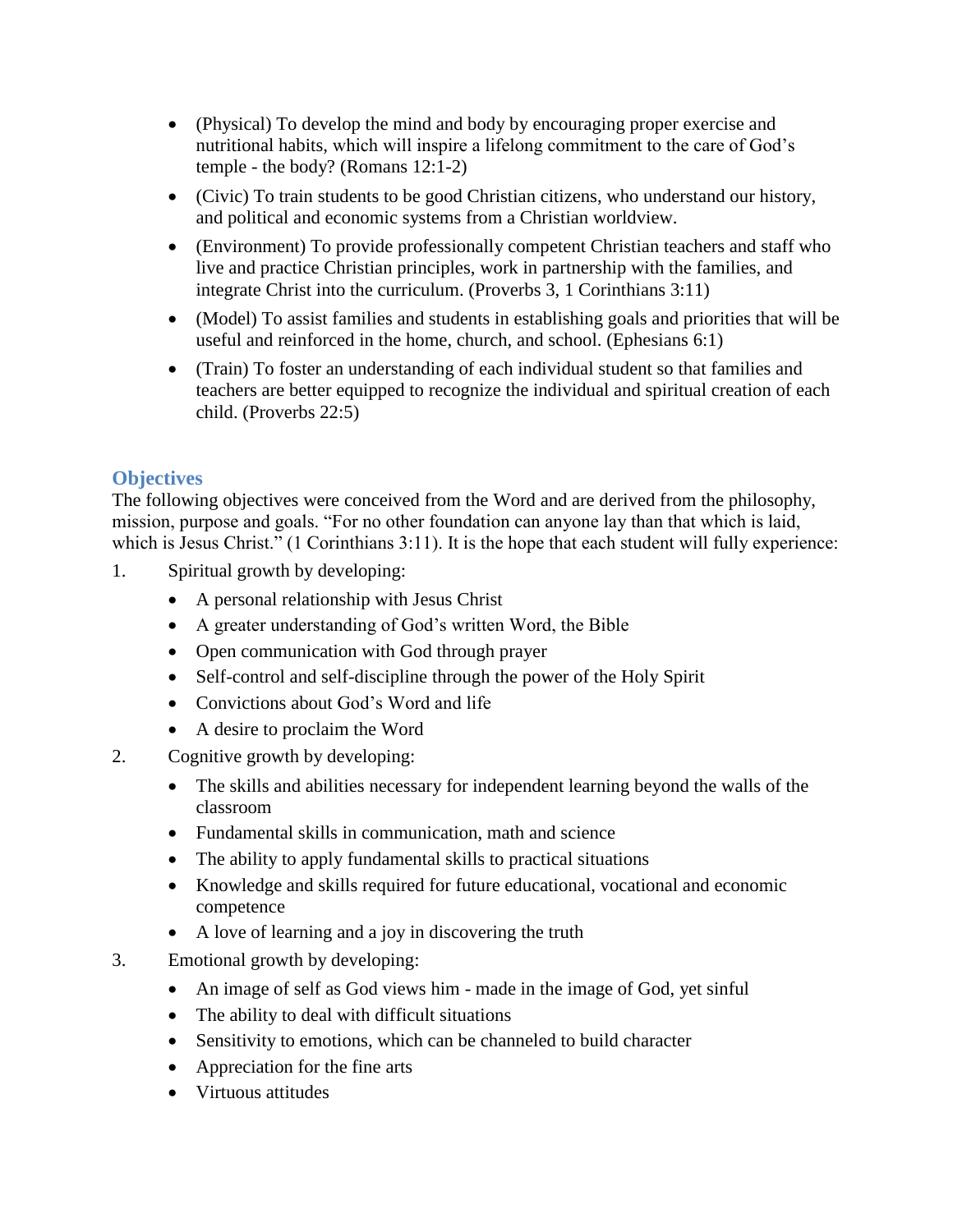- (Physical) To develop the mind and body by encouraging proper exercise and nutritional habits, which will inspire a lifelong commitment to the care of God's temple - the body? (Romans 12:1-2)
- (Civic) To train students to be good Christian citizens, who understand our history, and political and economic systems from a Christian worldview.
- (Environment) To provide professionally competent Christian teachers and staff who live and practice Christian principles, work in partnership with the families, and integrate Christ into the curriculum. (Proverbs 3, 1 Corinthians 3:11)
- (Model) To assist families and students in establishing goals and priorities that will be useful and reinforced in the home, church, and school. (Ephesians 6:1)
- (Train) To foster an understanding of each individual student so that families and teachers are better equipped to recognize the individual and spiritual creation of each child. (Proverbs 22:5)

## Objectives

The following objectives were conceived from the Word and are derived from the philosophy, mission, purpose and goals. "For no other foundation can anyone lay than that which is laid, which is Jesus Christ." (1 Corinthians 3:11). It is the hope that each student will fully experience:

1. Spiritual growth by developing:
   - A personal relationship with Jesus Christ
   - A greater understanding of God's written Word, the Bible
   - Open communication with God through prayer
   - Self-control and self-discipline through the power of the Holy Spirit
   - Convictions about God's Word and life
   - A desire to proclaim the Word
2. Cognitive growth by developing:
   - The skills and abilities necessary for independent learning beyond the walls of the classroom
   - Fundamental skills in communication, math and science
   - The ability to apply fundamental skills to practical situations
   - Knowledge and skills required for future educational, vocational and economic competence
   - A love of learning and a joy in discovering the truth
3. Emotional growth by developing:
   - An image of self as God views him - made in the image of God, yet sinful
   - The ability to deal with difficult situations
   - Sensitivity to emotions, which can be channeled to build character
   - Appreciation for the fine arts
   - Virtuous attitudes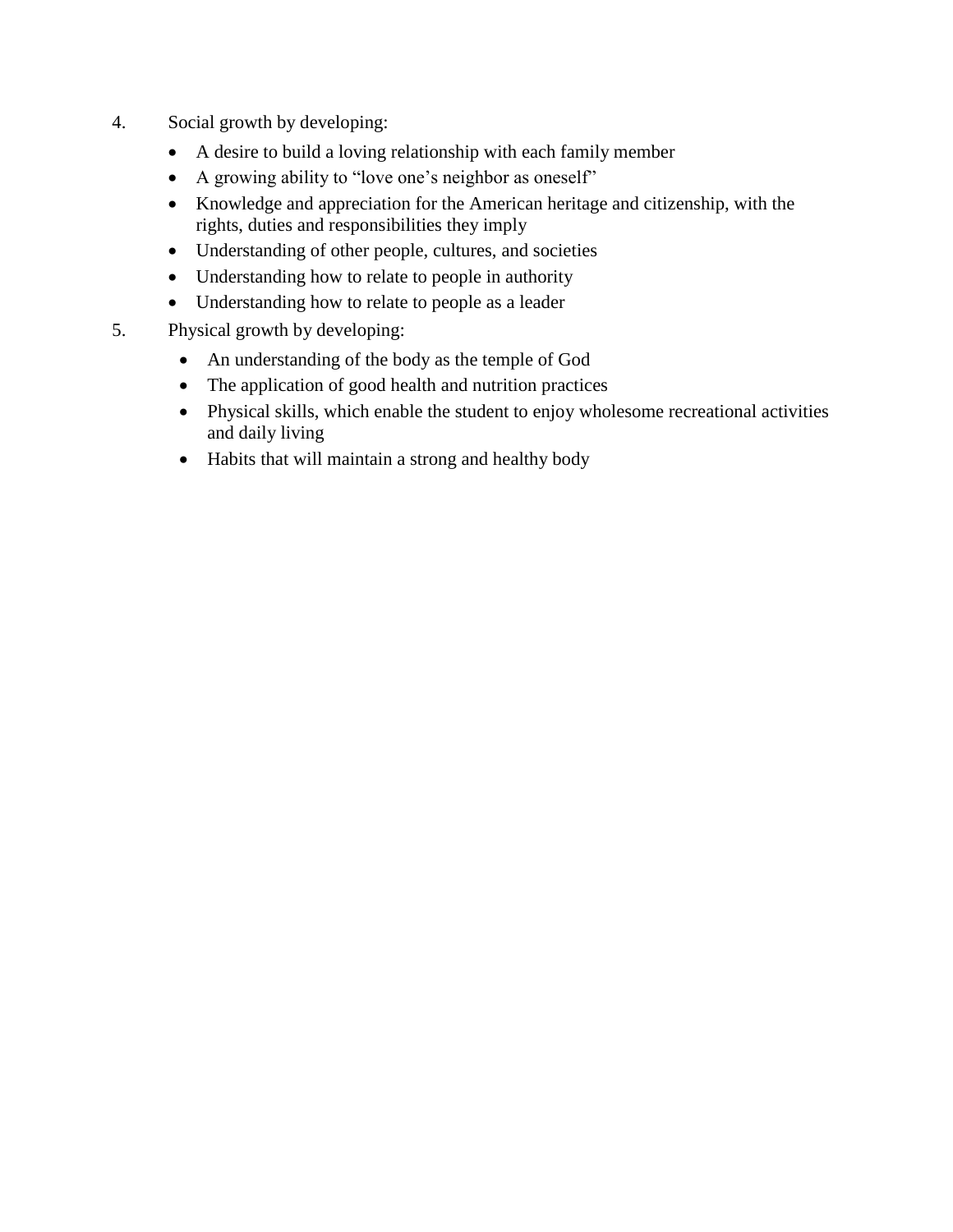4. Social growth by developing:
   - A desire to build a loving relationship with each family member
   - A growing ability to "love one's neighbor as oneself"
   - Knowledge and appreciation for the American heritage and citizenship, with the rights, duties and responsibilities they imply
   - Understanding of other people, cultures, and societies
   - Understanding how to relate to people in authority
   - Understanding how to relate to people as a leader
5. Physical growth by developing:
   - An understanding of the body as the temple of God
   - The application of good health and nutrition practices
   - Physical skills, which enable the student to enjoy wholesome recreational activities and daily living
   - Habits that will maintain a strong and healthy body